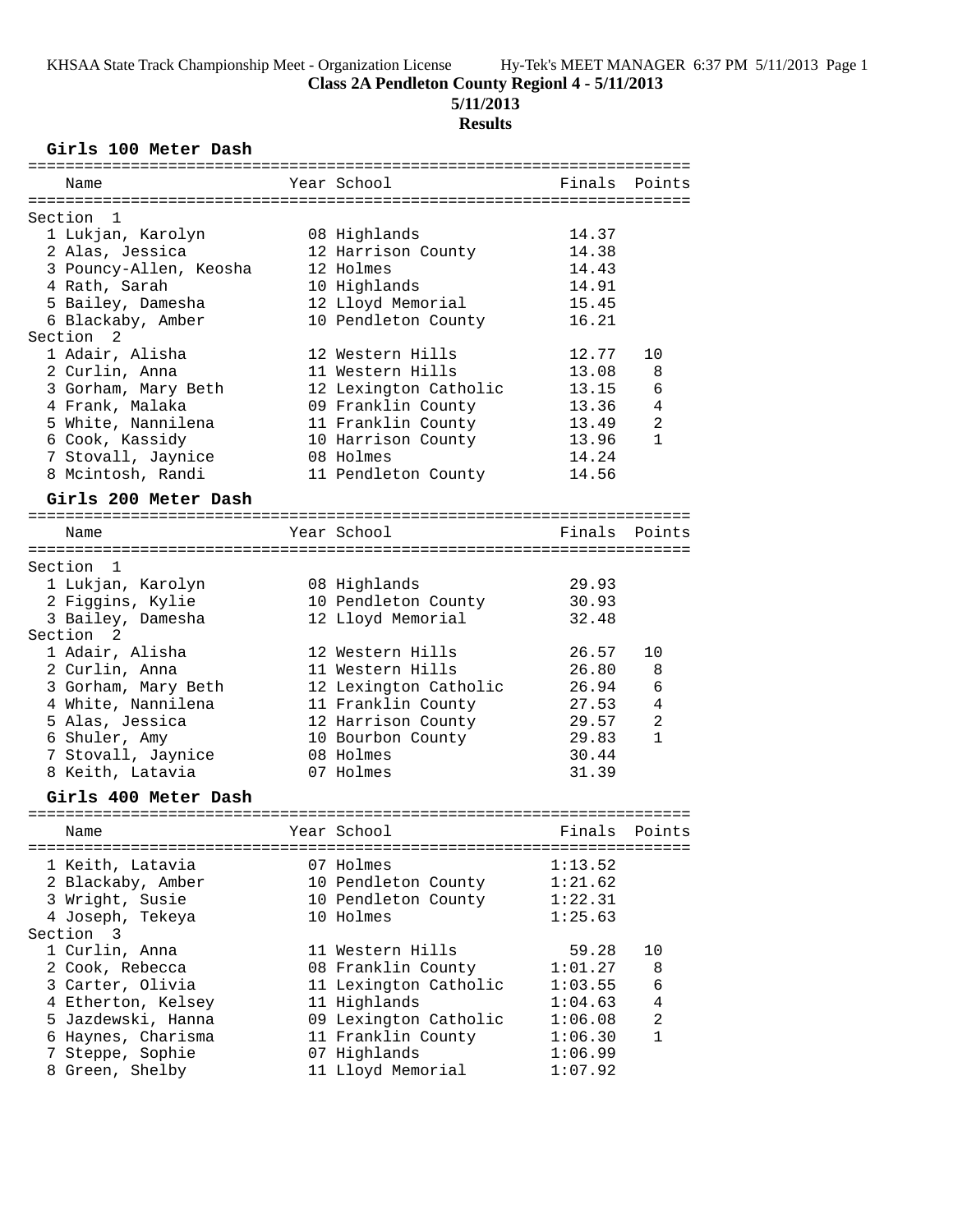# Class 2A Pendleton County Regionl 4 - 5/11/2013

**5/11/2013**

**Results**

### Girls 100 Meter Dash

| Name | Year | School | Finals | Points |
|---|---|---|---|---|
| **Section 1** | | | | |
| 1 Lukjan, Karolyn | 08 | Highlands | 14.37 | |
| 2 Alas, Jessica | 12 | Harrison County | 14.38 | |
| 3 Pouncy-Allen, Keosha | 12 | Holmes | 14.43 | |
| 4 Rath, Sarah | 10 | Highlands | 14.91 | |
| 5 Bailey, Damesha | 12 | Lloyd Memorial | 15.45 | |
| 6 Blackaby, Amber | 10 | Pendleton County | 16.21 | |
| **Section 2** | | | | |
| 1 Adair, Alisha | 12 | Western Hills | 12.77 | 10 |
| 2 Curlin, Anna | 11 | Western Hills | 13.08 | 8 |
| 3 Gorham, Mary Beth | 12 | Lexington Catholic | 13.15 | 6 |
| 4 Frank, Malaka | 09 | Franklin County | 13.36 | 4 |
| 5 White, Nannilena | 11 | Franklin County | 13.49 | 2 |
| 6 Cook, Kassidy | 10 | Harrison County | 13.96 | 1 |
| 7 Stovall, Jaynice | 08 | Holmes | 14.24 | |
| 8 Mcintosh, Randi | 11 | Pendleton County | 14.56 | |

### Girls 200 Meter Dash

| Name | Year | School | Finals | Points |
|---|---|---|---|---|
| **Section 1** | | | | |
| 1 Lukjan, Karolyn | 08 | Highlands | 29.93 | |
| 2 Figgins, Kylie | 10 | Pendleton County | 30.93 | |
| 3 Bailey, Damesha | 12 | Lloyd Memorial | 32.48 | |
| **Section 2** | | | | |
| 1 Adair, Alisha | 12 | Western Hills | 26.57 | 10 |
| 2 Curlin, Anna | 11 | Western Hills | 26.80 | 8 |
| 3 Gorham, Mary Beth | 12 | Lexington Catholic | 26.94 | 6 |
| 4 White, Nannilena | 11 | Franklin County | 27.53 | 4 |
| 5 Alas, Jessica | 12 | Harrison County | 29.57 | 2 |
| 6 Shuler, Amy | 10 | Bourbon County | 29.83 | 1 |
| 7 Stovall, Jaynice | 08 | Holmes | 30.44 | |
| 8 Keith, Latavia | 07 | Holmes | 31.39 | |

### Girls 400 Meter Dash

| Name | Year | School | Finals | Points |
|---|---|---|---|---|
| 1 Keith, Latavia | 07 | Holmes | 1:13.52 | |
| 2 Blackaby, Amber | 10 | Pendleton County | 1:21.62 | |
| 3 Wright, Susie | 10 | Pendleton County | 1:22.31 | |
| 4 Joseph, Tekeya | 10 | Holmes | 1:25.63 | |
| **Section 3** | | | | |
| 1 Curlin, Anna | 11 | Western Hills | 59.28 | 10 |
| 2 Cook, Rebecca | 08 | Franklin County | 1:01.27 | 8 |
| 3 Carter, Olivia | 11 | Lexington Catholic | 1:03.55 | 6 |
| 4 Etherton, Kelsey | 11 | Highlands | 1:04.63 | 4 |
| 5 Jazdewski, Hanna | 09 | Lexington Catholic | 1:06.08 | 2 |
| 6 Haynes, Charisma | 11 | Franklin County | 1:06.30 | 1 |
| 7 Steppe, Sophie | 07 | Highlands | 1:06.99 | |
| 8 Green, Shelby | 11 | Lloyd Memorial | 1:07.92 | |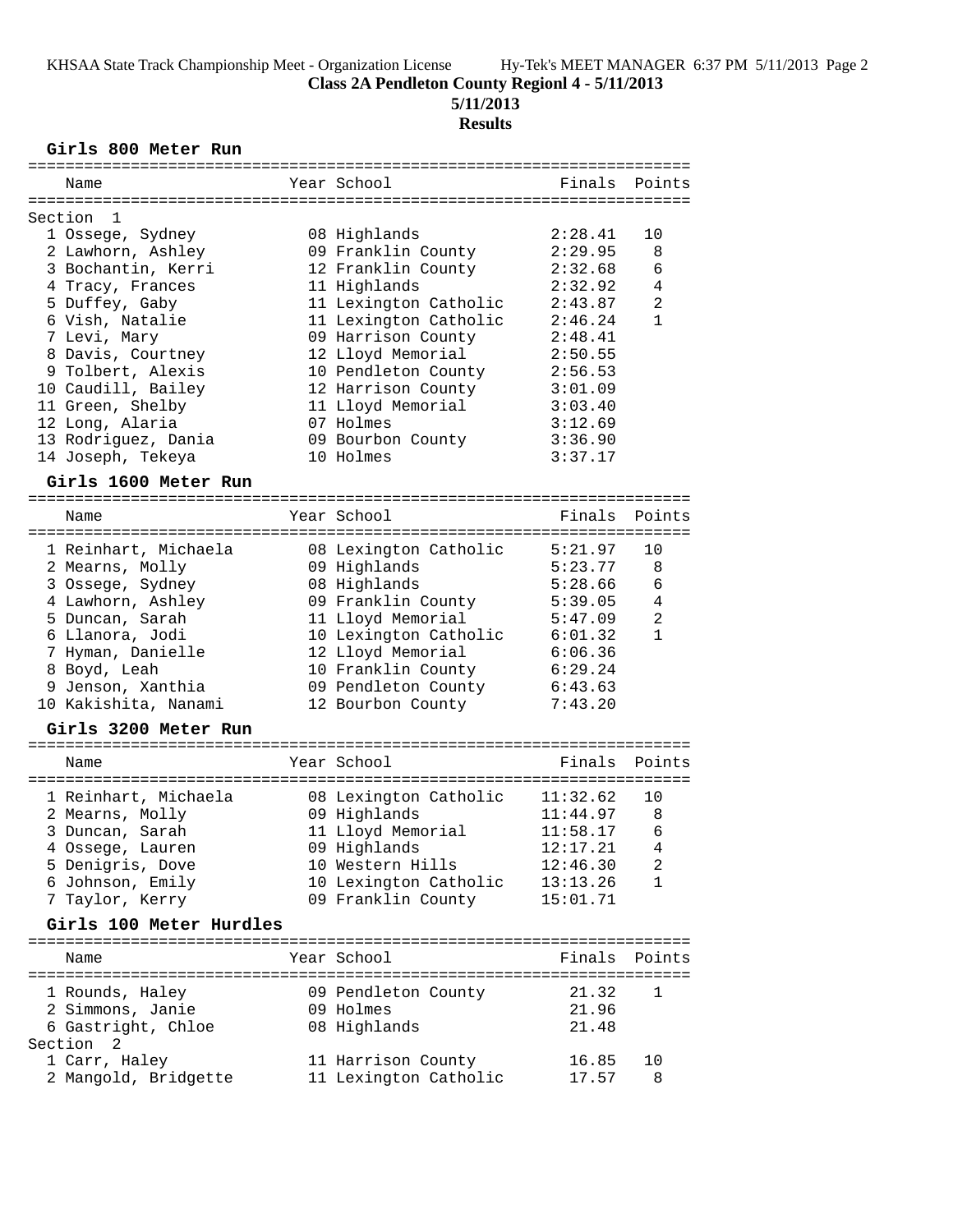**Class 2A Pendleton County Regionl 4 - 5/11/2013**

**5/11/2013**

**Results**

### Girls 800 Meter Run

| Name | Year | School | Finals | Points |
|---|---|---|---|---|
| Section 1 | | | | |
| 1 Ossege, Sydney | 08 | Highlands | 2:28.41 | 10 |
| 2 Lawhorn, Ashley | 09 | Franklin County | 2:29.95 | 8 |
| 3 Bochantin, Kerri | 12 | Franklin County | 2:32.68 | 6 |
| 4 Tracy, Frances | 11 | Highlands | 2:32.92 | 4 |
| 5 Duffey, Gaby | 11 | Lexington Catholic | 2:43.87 | 2 |
| 6 Vish, Natalie | 11 | Lexington Catholic | 2:46.24 | 1 |
| 7 Levi, Mary | 09 | Harrison County | 2:48.41 | |
| 8 Davis, Courtney | 12 | Lloyd Memorial | 2:50.55 | |
| 9 Tolbert, Alexis | 10 | Pendleton County | 2:56.53 | |
| 10 Caudill, Bailey | 12 | Harrison County | 3:01.09 | |
| 11 Green, Shelby | 11 | Lloyd Memorial | 3:03.40 | |
| 12 Long, Alaria | 07 | Holmes | 3:12.69 | |
| 13 Rodriguez, Dania | 09 | Bourbon County | 3:36.90 | |
| 14 Joseph, Tekeya | 10 | Holmes | 3:37.17 | |

### Girls 1600 Meter Run

| Name | Year | School | Finals | Points |
|---|---|---|---|---|
| 1 Reinhart, Michaela | 08 | Lexington Catholic | 5:21.97 | 10 |
| 2 Mearns, Molly | 09 | Highlands | 5:23.77 | 8 |
| 3 Ossege, Sydney | 08 | Highlands | 5:28.66 | 6 |
| 4 Lawhorn, Ashley | 09 | Franklin County | 5:39.05 | 4 |
| 5 Duncan, Sarah | 11 | Lloyd Memorial | 5:47.09 | 2 |
| 6 Llanora, Jodi | 10 | Lexington Catholic | 6:01.32 | 1 |
| 7 Hyman, Danielle | 12 | Lloyd Memorial | 6:06.36 | |
| 8 Boyd, Leah | 10 | Franklin County | 6:29.24 | |
| 9 Jenson, Xanthia | 09 | Pendleton County | 6:43.63 | |
| 10 Kakishita, Nanami | 12 | Bourbon County | 7:43.20 | |

### Girls 3200 Meter Run

| Name | Year | School | Finals | Points |
|---|---|---|---|---|
| 1 Reinhart, Michaela | 08 | Lexington Catholic | 11:32.62 | 10 |
| 2 Mearns, Molly | 09 | Highlands | 11:44.97 | 8 |
| 3 Duncan, Sarah | 11 | Lloyd Memorial | 11:58.17 | 6 |
| 4 Ossege, Lauren | 09 | Highlands | 12:17.21 | 4 |
| 5 Denigris, Dove | 10 | Western Hills | 12:46.30 | 2 |
| 6 Johnson, Emily | 10 | Lexington Catholic | 13:13.26 | 1 |
| 7 Taylor, Kerry | 09 | Franklin County | 15:01.71 | |

### Girls 100 Meter Hurdles

| Name | Year | School | Finals | Points |
|---|---|---|---|---|
| 1 Rounds, Haley | 09 | Pendleton County | 21.32 | 1 |
| 2 Simmons, Janie | 09 | Holmes | 21.96 | |
| 6 Gastright, Chloe | 08 | Highlands | 21.48 | |
| Section 2 | | | | |
| 1 Carr, Haley | 11 | Harrison County | 16.85 | 10 |
| 2 Mangold, Bridgette | 11 | Lexington Catholic | 17.57 | 8 |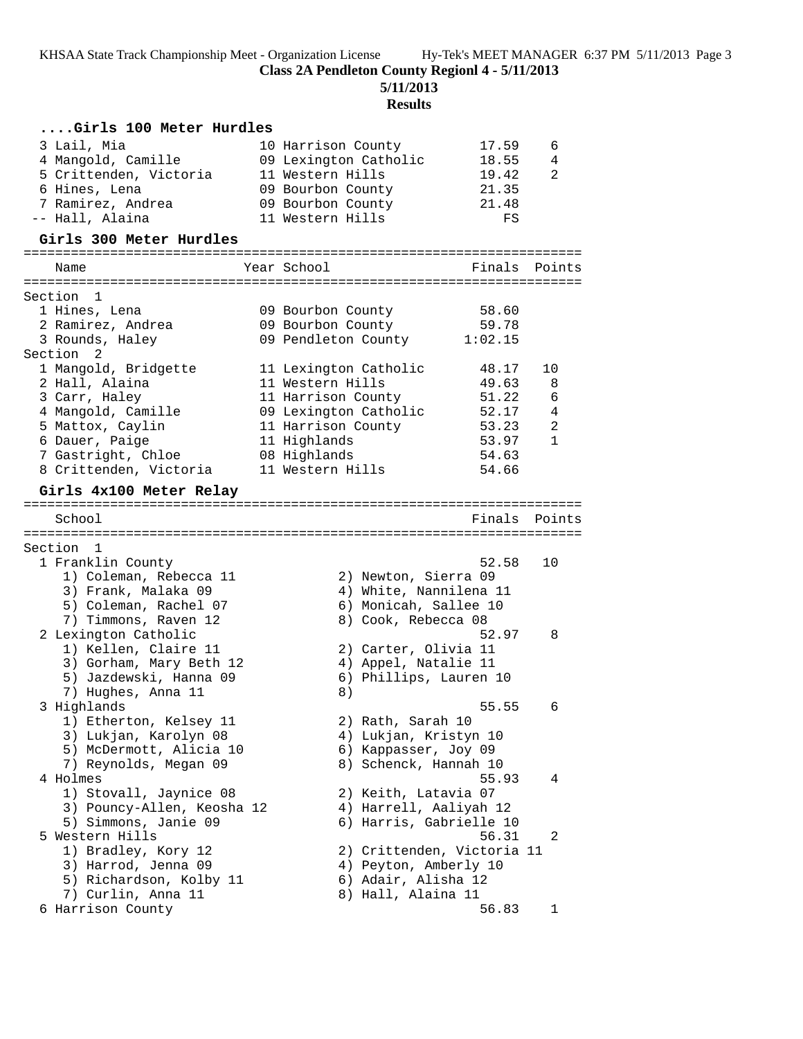## Class 2A Pendleton County Regionl 4 - 5/11/2013

**5/11/2013**

**Results**

### ....Girls 100 Meter Hurdles

| Place | Name | Year | School | Finals | Points |
|---|---|---|---|---|---|
| 3 | Lail, Mia | 10 | Harrison County | 17.59 | 6 |
| 4 | Mangold, Camille | 09 | Lexington Catholic | 18.55 | 4 |
| 5 | Crittenden, Victoria | 11 | Western Hills | 19.42 | 2 |
| 6 | Hines, Lena | 09 | Bourbon County | 21.35 | |
| 7 | Ramirez, Andrea | 09 | Bourbon County | 21.48 | |
| -- | Hall, Alaina | 11 | Western Hills | FS | |

### Girls 300 Meter Hurdles

| Place | Name | Year | School | Finals | Points |
|---|---|---|---|---|---|
| **Section 1** | | | | | |
| 1 | Hines, Lena | 09 | Bourbon County | 58.60 | |
| 2 | Ramirez, Andrea | 09 | Bourbon County | 59.78 | |
| 3 | Rounds, Haley | 09 | Pendleton County | 1:02.15 | |
| **Section 2** | | | | | |
| 1 | Mangold, Bridgette | 11 | Lexington Catholic | 48.17 | 10 |
| 2 | Hall, Alaina | 11 | Western Hills | 49.63 | 8 |
| 3 | Carr, Haley | 11 | Harrison County | 51.22 | 6 |
| 4 | Mangold, Camille | 09 | Lexington Catholic | 52.17 | 4 |
| 5 | Mattox, Caylin | 11 | Harrison County | 53.23 | 2 |
| 6 | Dauer, Paige | 11 | Highlands | 53.97 | 1 |
| 7 | Gastright, Chloe | 08 | Highlands | 54.63 | |
| 8 | Crittenden, Victoria | 11 | Western Hills | 54.66 | |

### Girls 4x100 Meter Relay

| Place | School | Finals | Points |
|---|---|---|---|
| **Section 1** | | | |
| 1 | Franklin County | 52.58 | 10 |
| | 1) Coleman, Rebecca 11; 2) Newton, Sierra 09; 3) Frank, Malaka 09; 4) White, Nannilena 11; 5) Coleman, Rachel 07; 6) Monicah, Sallee 10; 7) Timmons, Raven 12; 8) Cook, Rebecca 08 | | |
| 2 | Lexington Catholic | 52.97 | 8 |
| | 1) Kellen, Claire 11; 2) Carter, Olivia 11; 3) Gorham, Mary Beth 12; 4) Appel, Natalie 11; 5) Jazdewski, Hanna 09; 6) Phillips, Lauren 10; 7) Hughes, Anna 11; 8) | | |
| 3 | Highlands | 55.55 | 6 |
| | 1) Etherton, Kelsey 11; 2) Rath, Sarah 10; 3) Lukjan, Karolyn 08; 4) Lukjan, Kristyn 10; 5) McDermott, Alicia 10; 6) Kappasser, Joy 09; 7) Reynolds, Megan 09; 8) Schenck, Hannah 10 | | |
| 4 | Holmes | 55.93 | 4 |
| | 1) Stovall, Jaynice 08; 2) Keith, Latavia 07; 3) Pouncy-Allen, Keosha 12; 4) Harrell, Aaliyah 12; 5) Simmons, Janie 09; 6) Harris, Gabrielle 10 | | |
| 5 | Western Hills | 56.31 | 2 |
| | 1) Bradley, Kory 12; 2) Crittenden, Victoria 11; 3) Harrod, Jenna 09; 4) Peyton, Amberly 10; 5) Richardson, Kolby 11; 6) Adair, Alisha 12; 7) Curlin, Anna 11; 8) Hall, Alaina 11 | | |
| 6 | Harrison County | 56.83 | 1 |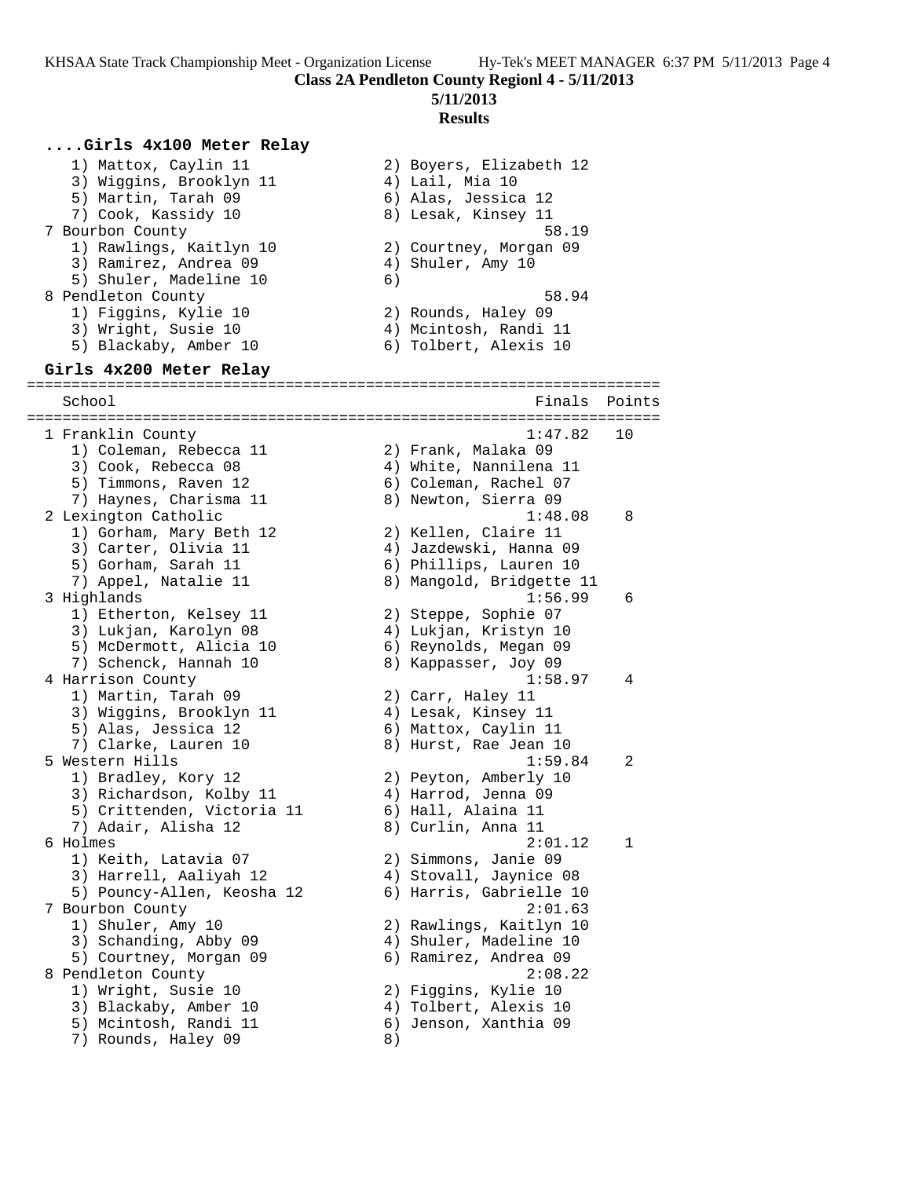**Class 2A Pendleton County Regionl 4 - 5/11/2013**

**5/11/2013**

**Results**

### ....Girls 4x100 Meter Relay

```
    1) Mattox, Caylin 11              2) Boyers, Elizabeth 12
    3) Wiggins, Brooklyn 11           4) Lail, Mia 10
    5) Martin, Tarah 09               6) Alas, Jessica 12
    7) Cook, Kassidy 10               8) Lesak, Kinsey 11
  7 Bourbon County                                58.19
    1) Rawlings, Kaitlyn 10           2) Courtney, Morgan 09
    3) Ramirez, Andrea 09             4) Shuler, Amy 10
    5) Shuler, Madeline 10            6)
  8 Pendleton County                              58.94
    1) Figgins, Kylie 10              2) Rounds, Haley 09
    3) Wright, Susie 10               4) Mcintosh, Randi 11
    5) Blackaby, Amber 10             6) Tolbert, Alexis 10
```

### Girls 4x200 Meter Relay

```
=======================================================================
    School                                            Finals  Points
=======================================================================
  1 Franklin County                                  1:47.82   10
    1) Coleman, Rebecca 11            2) Frank, Malaka 09
    3) Cook, Rebecca 08               4) White, Nannilena 11
    5) Timmons, Raven 12              6) Coleman, Rachel 07
    7) Haynes, Charisma 11            8) Newton, Sierra 09
  2 Lexington Catholic                               1:48.08    8
    1) Gorham, Mary Beth 12           2) Kellen, Claire 11
    3) Carter, Olivia 11              4) Jazdewski, Hanna 09
    5) Gorham, Sarah 11               6) Phillips, Lauren 10
    7) Appel, Natalie 11              8) Mangold, Bridgette 11
  3 Highlands                                        1:56.99    6
    1) Etherton, Kelsey 11            2) Steppe, Sophie 07
    3) Lukjan, Karolyn 08             4) Lukjan, Kristyn 10
    5) McDermott, Alicia 10           6) Reynolds, Megan 09
    7) Schenck, Hannah 10             8) Kappasser, Joy 09
  4 Harrison County                                  1:58.97    4
    1) Martin, Tarah 09               2) Carr, Haley 11
    3) Wiggins, Brooklyn 11           4) Lesak, Kinsey 11
    5) Alas, Jessica 12               6) Mattox, Caylin 11
    7) Clarke, Lauren 10              8) Hurst, Rae Jean 10
  5 Western Hills                                    1:59.84    2
    1) Bradley, Kory 12               2) Peyton, Amberly 10
    3) Richardson, Kolby 11           4) Harrod, Jenna 09
    5) Crittenden, Victoria 11        6) Hall, Alaina 11
    7) Adair, Alisha 12               8) Curlin, Anna 11
  6 Holmes                                           2:01.12    1
    1) Keith, Latavia 07              2) Simmons, Janie 09
    3) Harrell, Aaliyah 12            4) Stovall, Jaynice 08
    5) Pouncy-Allen, Keosha 12        6) Harris, Gabrielle 10
  7 Bourbon County                                   2:01.63
    1) Shuler, Amy 10                 2) Rawlings, Kaitlyn 10
    3) Schanding, Abby 09             4) Shuler, Madeline 10
    5) Courtney, Morgan 09            6) Ramirez, Andrea 09
  8 Pendleton County                                 2:08.22
    1) Wright, Susie 10               2) Figgins, Kylie 10
    3) Blackaby, Amber 10             4) Tolbert, Alexis 10
    5) Mcintosh, Randi 11             6) Jenson, Xanthia 09
    7) Rounds, Haley 09               8)
```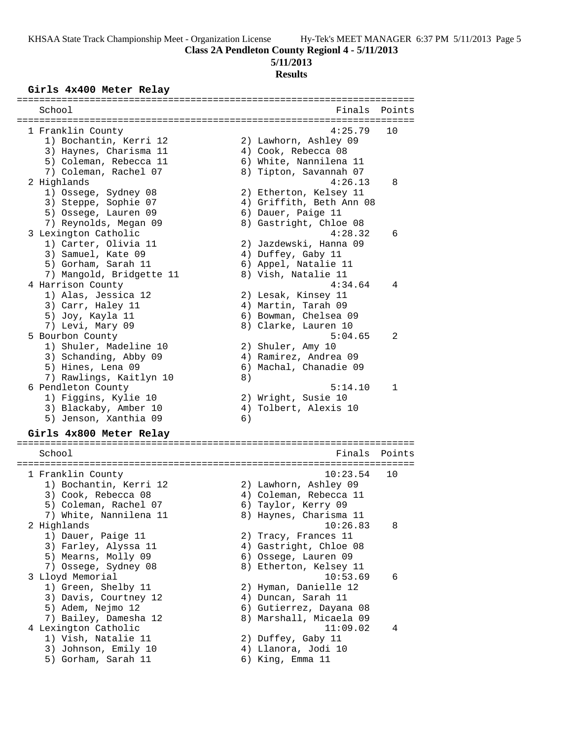**Class 2A Pendleton County Regionl 4 - 5/11/2013**

**5/11/2013**

**Results**

### Girls 4x400 Meter Relay

| School | Finals | Points |
|---|---|---|
| 1 Franklin County | 4:25.79 | 10 |
| 1) Bochantin, Kerri 12; 2) Lawhorn, Ashley 09; 3) Haynes, Charisma 11; 4) Cook, Rebecca 08; 5) Coleman, Rebecca 11; 6) White, Nannilena 11; 7) Coleman, Rachel 07; 8) Tipton, Savannah 07 | | |
| 2 Highlands | 4:26.13 | 8 |
| 1) Ossege, Sydney 08; 2) Etherton, Kelsey 11; 3) Steppe, Sophie 07; 4) Griffith, Beth Ann 08; 5) Ossege, Lauren 09; 6) Dauer, Paige 11; 7) Reynolds, Megan 09; 8) Gastright, Chloe 08 | | |
| 3 Lexington Catholic | 4:28.32 | 6 |
| 1) Carter, Olivia 11; 2) Jazdewski, Hanna 09; 3) Samuel, Kate 09; 4) Duffey, Gaby 11; 5) Gorham, Sarah 11; 6) Appel, Natalie 11; 7) Mangold, Bridgette 11; 8) Vish, Natalie 11 | | |
| 4 Harrison County | 4:34.64 | 4 |
| 1) Alas, Jessica 12; 2) Lesak, Kinsey 11; 3) Carr, Haley 11; 4) Martin, Tarah 09; 5) Joy, Kayla 11; 6) Bowman, Chelsea 09; 7) Levi, Mary 09; 8) Clarke, Lauren 10 | | |
| 5 Bourbon County | 5:04.65 | 2 |
| 1) Shuler, Madeline 10; 2) Shuler, Amy 10; 3) Schanding, Abby 09; 4) Ramirez, Andrea 09; 5) Hines, Lena 09; 6) Machal, Chanadie 09; 7) Rawlings, Kaitlyn 10; 8) | | |
| 6 Pendleton County | 5:14.10 | 1 |
| 1) Figgins, Kylie 10; 2) Wright, Susie 10; 3) Blackaby, Amber 10; 4) Tolbert, Alexis 10; 5) Jenson, Xanthia 09; 6) | | |

### Girls 4x800 Meter Relay

| School | Finals | Points |
|---|---|---|
| 1 Franklin County | 10:23.54 | 10 |
| 1) Bochantin, Kerri 12; 2) Lawhorn, Ashley 09; 3) Cook, Rebecca 08; 4) Coleman, Rebecca 11; 5) Coleman, Rachel 07; 6) Taylor, Kerry 09; 7) White, Nannilena 11; 8) Haynes, Charisma 11 | | |
| 2 Highlands | 10:26.83 | 8 |
| 1) Dauer, Paige 11; 2) Tracy, Frances 11; 3) Farley, Alyssa 11; 4) Gastright, Chloe 08; 5) Mearns, Molly 09; 6) Ossege, Lauren 09; 7) Ossege, Sydney 08; 8) Etherton, Kelsey 11 | | |
| 3 Lloyd Memorial | 10:53.69 | 6 |
| 1) Green, Shelby 11; 2) Hyman, Danielle 12; 3) Davis, Courtney 12; 4) Duncan, Sarah 11; 5) Adem, Nejmo 12; 6) Gutierrez, Dayana 08; 7) Bailey, Damesha 12; 8) Marshall, Micaela 09 | | |
| 4 Lexington Catholic | 11:09.02 | 4 |
| 1) Vish, Natalie 11; 2) Duffey, Gaby 11; 3) Johnson, Emily 10; 4) Llanora, Jodi 10; 5) Gorham, Sarah 11; 6) King, Emma 11 | | |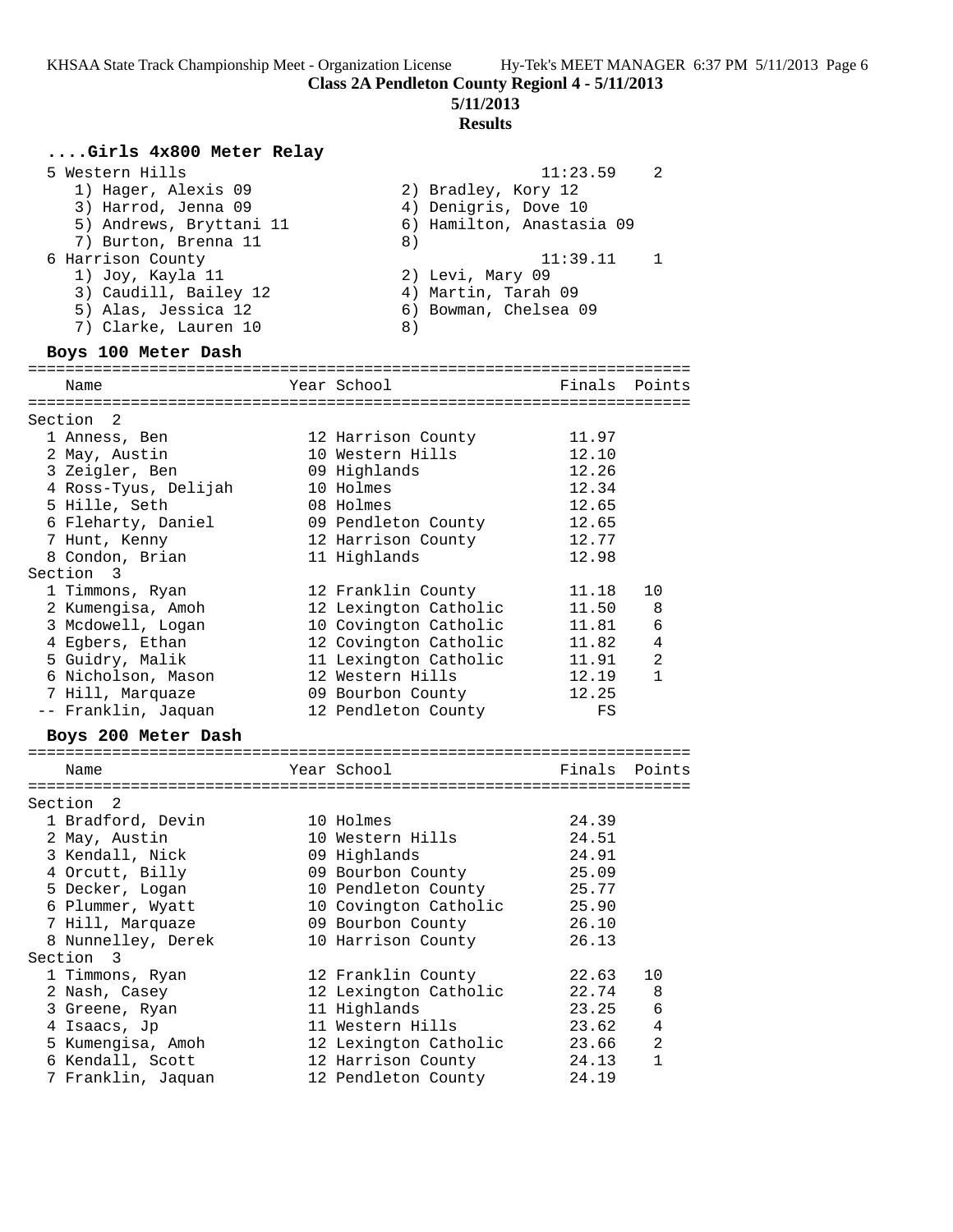**Class 2A Pendleton County Regionl 4 - 5/11/2013**

**5/11/2013**

**Results**

### ....Girls 4x800 Meter Relay

| Place | Team | Finals | Points |
|---|---|---|---|
| 5 | Western Hills | 11:23.59 | 2 |
| | 1) Hager, Alexis 09; 2) Bradley, Kory 12; 3) Harrod, Jenna 09; 4) Denigris, Dove 10; 5) Andrews, Bryttani 11; 6) Hamilton, Anastasia 09; 7) Burton, Brenna 11; 8) | | |
| 6 | Harrison County | 11:39.11 | 1 |
| | 1) Joy, Kayla 11; 2) Levi, Mary 09; 3) Caudill, Bailey 12; 4) Martin, Tarah 09; 5) Alas, Jessica 12; 6) Bowman, Chelsea 09; 7) Clarke, Lauren 10; 8) | | |

### Boys 100 Meter Dash

| Place | Name | Year | School | Finals | Points |
|---|---|---|---|---|---|
| **Section 2** | | | | | |
| 1 | Anness, Ben | 12 | Harrison County | 11.97 | |
| 2 | May, Austin | 10 | Western Hills | 12.10 | |
| 3 | Zeigler, Ben | 09 | Highlands | 12.26 | |
| 4 | Ross-Tyus, Delijah | 10 | Holmes | 12.34 | |
| 5 | Hille, Seth | 08 | Holmes | 12.65 | |
| 6 | Fleharty, Daniel | 09 | Pendleton County | 12.65 | |
| 7 | Hunt, Kenny | 12 | Harrison County | 12.77 | |
| 8 | Condon, Brian | 11 | Highlands | 12.98 | |
| **Section 3** | | | | | |
| 1 | Timmons, Ryan | 12 | Franklin County | 11.18 | 10 |
| 2 | Kumengisa, Amoh | 12 | Lexington Catholic | 11.50 | 8 |
| 3 | Mcdowell, Logan | 10 | Covington Catholic | 11.81 | 6 |
| 4 | Egbers, Ethan | 12 | Covington Catholic | 11.82 | 4 |
| 5 | Guidry, Malik | 11 | Lexington Catholic | 11.91 | 2 |
| 6 | Nicholson, Mason | 12 | Western Hills | 12.19 | 1 |
| 7 | Hill, Marquaze | 09 | Bourbon County | 12.25 | |
| -- | Franklin, Jaquan | 12 | Pendleton County | FS | |

### Boys 200 Meter Dash

| Place | Name | Year | School | Finals | Points |
|---|---|---|---|---|---|
| **Section 2** | | | | | |
| 1 | Bradford, Devin | 10 | Holmes | 24.39 | |
| 2 | May, Austin | 10 | Western Hills | 24.51 | |
| 3 | Kendall, Nick | 09 | Highlands | 24.91 | |
| 4 | Orcutt, Billy | 09 | Bourbon County | 25.09 | |
| 5 | Decker, Logan | 10 | Pendleton County | 25.77 | |
| 6 | Plummer, Wyatt | 10 | Covington Catholic | 25.90 | |
| 7 | Hill, Marquaze | 09 | Bourbon County | 26.10 | |
| 8 | Nunnelley, Derek | 10 | Harrison County | 26.13 | |
| **Section 3** | | | | | |
| 1 | Timmons, Ryan | 12 | Franklin County | 22.63 | 10 |
| 2 | Nash, Casey | 12 | Lexington Catholic | 22.74 | 8 |
| 3 | Greene, Ryan | 11 | Highlands | 23.25 | 6 |
| 4 | Isaacs, Jp | 11 | Western Hills | 23.62 | 4 |
| 5 | Kumengisa, Amoh | 12 | Lexington Catholic | 23.66 | 2 |
| 6 | Kendall, Scott | 12 | Harrison County | 24.13 | 1 |
| 7 | Franklin, Jaquan | 12 | Pendleton County | 24.19 | |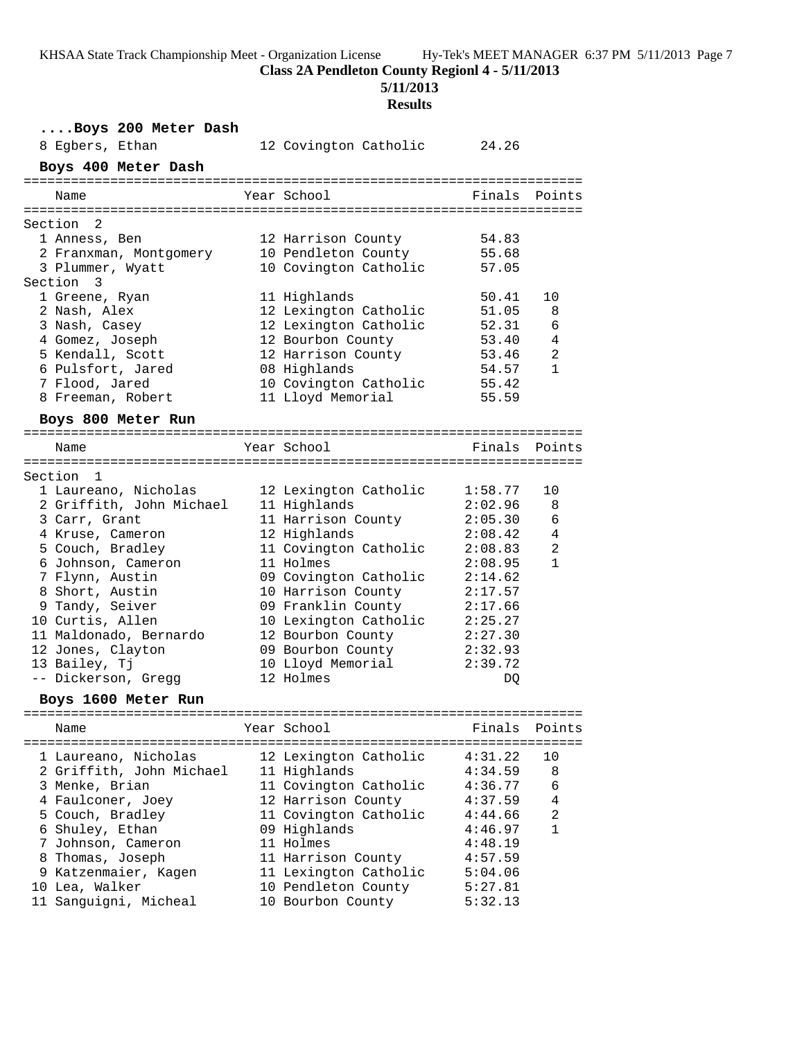**Class 2A Pendleton County Regionl 4 - 5/11/2013**

**5/11/2013**

**Results**

### ....Boys 200 Meter Dash

| Name | Year | School | Finals | Points |
|---|---|---|---|---|
| 8 Egbers, Ethan | 12 | Covington Catholic | 24.26 | |

### Boys 400 Meter Dash

| Name | Year | School | Finals | Points |
|---|---|---|---|---|
| **Section 2** | | | | |
| 1 Anness, Ben | 12 | Harrison County | 54.83 | |
| 2 Franxman, Montgomery | 10 | Pendleton County | 55.68 | |
| 3 Plummer, Wyatt | 10 | Covington Catholic | 57.05 | |
| **Section 3** | | | | |
| 1 Greene, Ryan | 11 | Highlands | 50.41 | 10 |
| 2 Nash, Alex | 12 | Lexington Catholic | 51.05 | 8 |
| 3 Nash, Casey | 12 | Lexington Catholic | 52.31 | 6 |
| 4 Gomez, Joseph | 12 | Bourbon County | 53.40 | 4 |
| 5 Kendall, Scott | 12 | Harrison County | 53.46 | 2 |
| 6 Pulsfort, Jared | 08 | Highlands | 54.57 | 1 |
| 7 Flood, Jared | 10 | Covington Catholic | 55.42 | |
| 8 Freeman, Robert | 11 | Lloyd Memorial | 55.59 | |

### Boys 800 Meter Run

| Name | Year | School | Finals | Points |
|---|---|---|---|---|
| **Section 1** | | | | |
| 1 Laureano, Nicholas | 12 | Lexington Catholic | 1:58.77 | 10 |
| 2 Griffith, John Michael | 11 | Highlands | 2:02.96 | 8 |
| 3 Carr, Grant | 11 | Harrison County | 2:05.30 | 6 |
| 4 Kruse, Cameron | 12 | Highlands | 2:08.42 | 4 |
| 5 Couch, Bradley | 11 | Covington Catholic | 2:08.83 | 2 |
| 6 Johnson, Cameron | 11 | Holmes | 2:08.95 | 1 |
| 7 Flynn, Austin | 09 | Covington Catholic | 2:14.62 | |
| 8 Short, Austin | 10 | Harrison County | 2:17.57 | |
| 9 Tandy, Seiver | 09 | Franklin County | 2:17.66 | |
| 10 Curtis, Allen | 10 | Lexington Catholic | 2:25.27 | |
| 11 Maldonado, Bernardo | 12 | Bourbon County | 2:27.30 | |
| 12 Jones, Clayton | 09 | Bourbon County | 2:32.93 | |
| 13 Bailey, Tj | 10 | Lloyd Memorial | 2:39.72 | |
| -- Dickerson, Gregg | 12 | Holmes | DQ | |

### Boys 1600 Meter Run

| Name | Year | School | Finals | Points |
|---|---|---|---|---|
| 1 Laureano, Nicholas | 12 | Lexington Catholic | 4:31.22 | 10 |
| 2 Griffith, John Michael | 11 | Highlands | 4:34.59 | 8 |
| 3 Menke, Brian | 11 | Covington Catholic | 4:36.77 | 6 |
| 4 Faulconer, Joey | 12 | Harrison County | 4:37.59 | 4 |
| 5 Couch, Bradley | 11 | Covington Catholic | 4:44.66 | 2 |
| 6 Shuley, Ethan | 09 | Highlands | 4:46.97 | 1 |
| 7 Johnson, Cameron | 11 | Holmes | 4:48.19 | |
| 8 Thomas, Joseph | 11 | Harrison County | 4:57.59 | |
| 9 Katzenmaier, Kagen | 11 | Lexington Catholic | 5:04.06 | |
| 10 Lea, Walker | 10 | Pendleton County | 5:27.81 | |
| 11 Sanguigni, Micheal | 10 | Bourbon County | 5:32.13 | |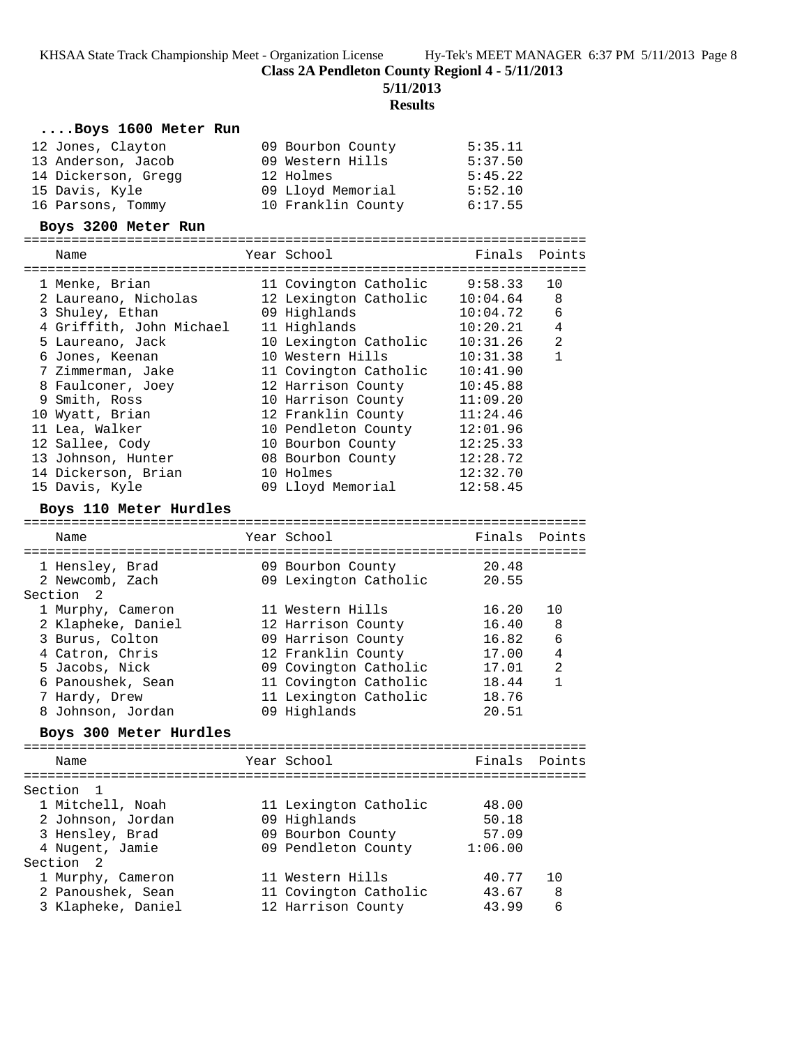## Class 2A Pendleton County Regionl 4 - 5/11/2013

**5/11/2013**

**Results**

### ....Boys 1600 Meter Run

| Place | Name | Year | School | Finals | Points |
|---|---|---|---|---|---|
| 12 | Jones, Clayton | 09 | Bourbon County | 5:35.11 | |
| 13 | Anderson, Jacob | 09 | Western Hills | 5:37.50 | |
| 14 | Dickerson, Gregg | 12 | Holmes | 5:45.22 | |
| 15 | Davis, Kyle | 09 | Lloyd Memorial | 5:52.10 | |
| 16 | Parsons, Tommy | 10 | Franklin County | 6:17.55 | |

### Boys 3200 Meter Run

| Place | Name | Year | School | Finals | Points |
|---|---|---|---|---|---|
| 1 | Menke, Brian | 11 | Covington Catholic | 9:58.33 | 10 |
| 2 | Laureano, Nicholas | 12 | Lexington Catholic | 10:04.64 | 8 |
| 3 | Shuley, Ethan | 09 | Highlands | 10:04.72 | 6 |
| 4 | Griffith, John Michael | 11 | Highlands | 10:20.21 | 4 |
| 5 | Laureano, Jack | 10 | Lexington Catholic | 10:31.26 | 2 |
| 6 | Jones, Keenan | 10 | Western Hills | 10:31.38 | 1 |
| 7 | Zimmerman, Jake | 11 | Covington Catholic | 10:41.90 | |
| 8 | Faulconer, Joey | 12 | Harrison County | 10:45.88 | |
| 9 | Smith, Ross | 10 | Harrison County | 11:09.20 | |
| 10 | Wyatt, Brian | 12 | Franklin County | 11:24.46 | |
| 11 | Lea, Walker | 10 | Pendleton County | 12:01.96 | |
| 12 | Sallee, Cody | 10 | Bourbon County | 12:25.33 | |
| 13 | Johnson, Hunter | 08 | Bourbon County | 12:28.72 | |
| 14 | Dickerson, Brian | 10 | Holmes | 12:32.70 | |
| 15 | Davis, Kyle | 09 | Lloyd Memorial | 12:58.45 | |

### Boys 110 Meter Hurdles

| Place | Name | Year | School | Finals | Points |
|---|---|---|---|---|---|
| 1 | Hensley, Brad | 09 | Bourbon County | 20.48 | |
| 2 | Newcomb, Zach | 09 | Lexington Catholic | 20.55 | |
| **Section 2** | | | | | |
| 1 | Murphy, Cameron | 11 | Western Hills | 16.20 | 10 |
| 2 | Klapheke, Daniel | 12 | Harrison County | 16.40 | 8 |
| 3 | Burus, Colton | 09 | Harrison County | 16.82 | 6 |
| 4 | Catron, Chris | 12 | Franklin County | 17.00 | 4 |
| 5 | Jacobs, Nick | 09 | Covington Catholic | 17.01 | 2 |
| 6 | Panoushek, Sean | 11 | Covington Catholic | 18.44 | 1 |
| 7 | Hardy, Drew | 11 | Lexington Catholic | 18.76 | |
| 8 | Johnson, Jordan | 09 | Highlands | 20.51 | |

### Boys 300 Meter Hurdles

| Place | Name | Year | School | Finals | Points |
|---|---|---|---|---|---|
| **Section 1** | | | | | |
| 1 | Mitchell, Noah | 11 | Lexington Catholic | 48.00 | |
| 2 | Johnson, Jordan | 09 | Highlands | 50.18 | |
| 3 | Hensley, Brad | 09 | Bourbon County | 57.09 | |
| 4 | Nugent, Jamie | 09 | Pendleton County | 1:06.00 | |
| **Section 2** | | | | | |
| 1 | Murphy, Cameron | 11 | Western Hills | 40.77 | 10 |
| 2 | Panoushek, Sean | 11 | Covington Catholic | 43.67 | 8 |
| 3 | Klapheke, Daniel | 12 | Harrison County | 43.99 | 6 |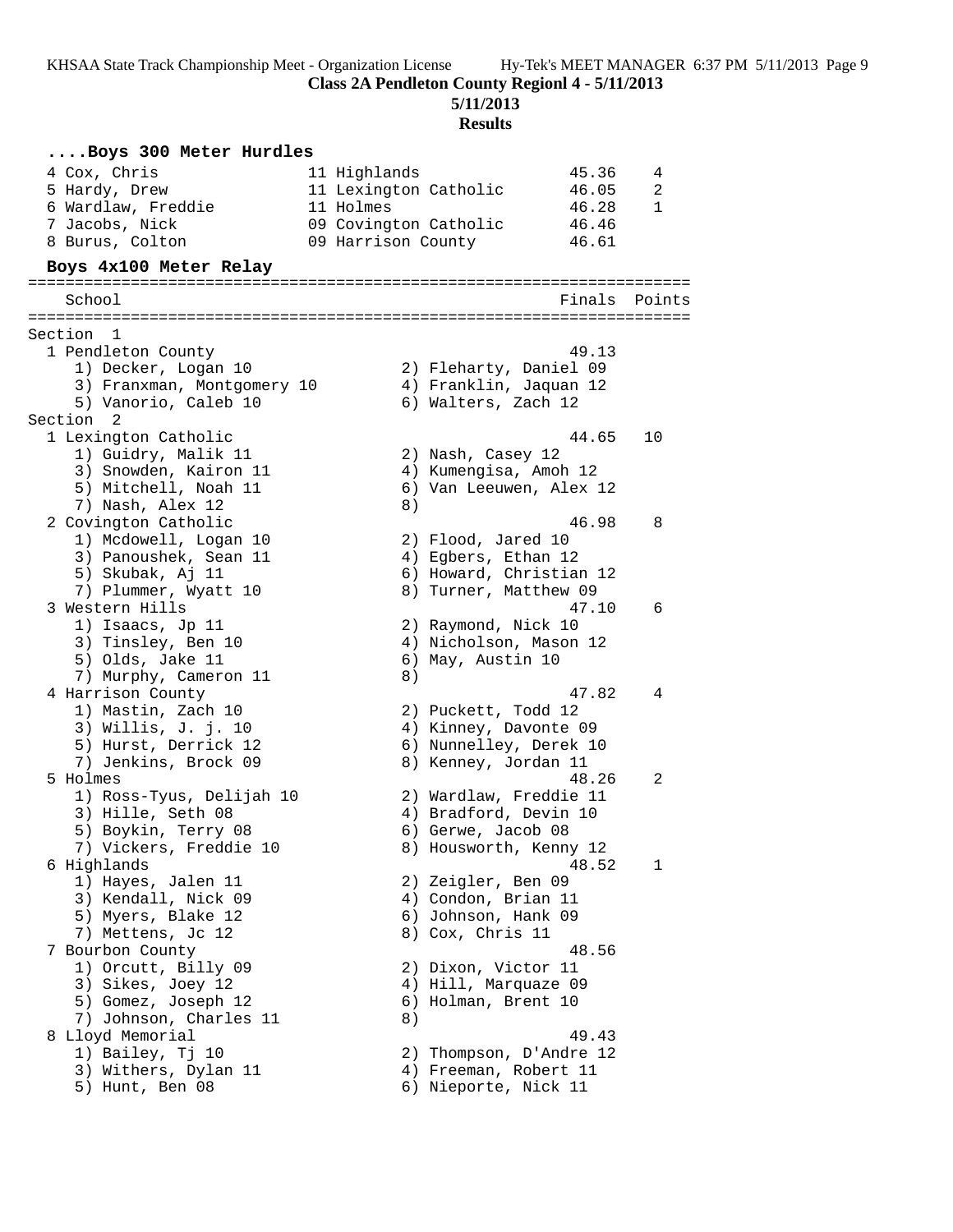**Class 2A Pendleton County Regionl 4 - 5/11/2013**

**5/11/2013**

**Results**

### ....Boys 300 Meter Hurdles

| Place | Name | Year | School | Finals | Points |
|---|---|---|---|---|---|
| 4 | Cox, Chris | 11 | Highlands | 45.36 | 4 |
| 5 | Hardy, Drew | 11 | Lexington Catholic | 46.05 | 2 |
| 6 | Wardlaw, Freddie | 11 | Holmes | 46.28 | 1 |
| 7 | Jacobs, Nick | 09 | Covington Catholic | 46.46 | |
| 8 | Burus, Colton | 09 | Harrison County | 46.61 | |

### Boys 4x100 Meter Relay

**Section 1**

| Place | School | Finals | Points |
|---|---|---|---|
| 1 | Pendleton County | 49.13 | |

1) Decker, Logan 10; 2) Fleharty, Daniel 09; 3) Franxman, Montgomery 10; 4) Franklin, Jaquan 12; 5) Vanorio, Caleb 10; 6) Walters, Zach 12

**Section 2**

| Place | School | Finals | Points |
|---|---|---|---|
| 1 | Lexington Catholic | 44.65 | 10 |

1) Guidry, Malik 11; 2) Nash, Casey 12; 3) Snowden, Kairon 11; 4) Kumengisa, Amoh 12; 5) Mitchell, Noah 11; 6) Van Leeuwen, Alex 12; 7) Nash, Alex 12; 8)

| Place | School | Finals | Points |
|---|---|---|---|
| 2 | Covington Catholic | 46.98 | 8 |

1) Mcdowell, Logan 10; 2) Flood, Jared 10; 3) Panoushek, Sean 11; 4) Egbers, Ethan 12; 5) Skubak, Aj 11; 6) Howard, Christian 12; 7) Plummer, Wyatt 10; 8) Turner, Matthew 09

| Place | School | Finals | Points |
|---|---|---|---|
| 3 | Western Hills | 47.10 | 6 |

1) Isaacs, Jp 11; 2) Raymond, Nick 10; 3) Tinsley, Ben 10; 4) Nicholson, Mason 12; 5) Olds, Jake 11; 6) May, Austin 10; 7) Murphy, Cameron 11; 8)

| Place | School | Finals | Points |
|---|---|---|---|
| 4 | Harrison County | 47.82 | 4 |

1) Mastin, Zach 10; 2) Puckett, Todd 12; 3) Willis, J. j. 10; 4) Kinney, Davonte 09; 5) Hurst, Derrick 12; 6) Nunnelley, Derek 10; 7) Jenkins, Brock 09; 8) Kenney, Jordan 11

| Place | School | Finals | Points |
|---|---|---|---|
| 5 | Holmes | 48.26 | 2 |

1) Ross-Tyus, Delijah 10; 2) Wardlaw, Freddie 11; 3) Hille, Seth 08; 4) Bradford, Devin 10; 5) Boykin, Terry 08; 6) Gerwe, Jacob 08; 7) Vickers, Freddie 10; 8) Housworth, Kenny 12

| Place | School | Finals | Points |
|---|---|---|---|
| 6 | Highlands | 48.52 | 1 |

1) Hayes, Jalen 11; 2) Zeigler, Ben 09; 3) Kendall, Nick 09; 4) Condon, Brian 11; 5) Myers, Blake 12; 6) Johnson, Hank 09; 7) Mettens, Jc 12; 8) Cox, Chris 11

| Place | School | Finals | Points |
|---|---|---|---|
| 7 | Bourbon County | 48.56 | |

1) Orcutt, Billy 09; 2) Dixon, Victor 11; 3) Sikes, Joey 12; 4) Hill, Marquaze 09; 5) Gomez, Joseph 12; 6) Holman, Brent 10; 7) Johnson, Charles 11; 8)

| Place | School | Finals | Points |
|---|---|---|---|
| 8 | Lloyd Memorial | 49.43 | |

1) Bailey, Tj 10; 2) Thompson, D'Andre 12; 3) Withers, Dylan 11; 4) Freeman, Robert 11; 5) Hunt, Ben 08; 6) Nieporte, Nick 11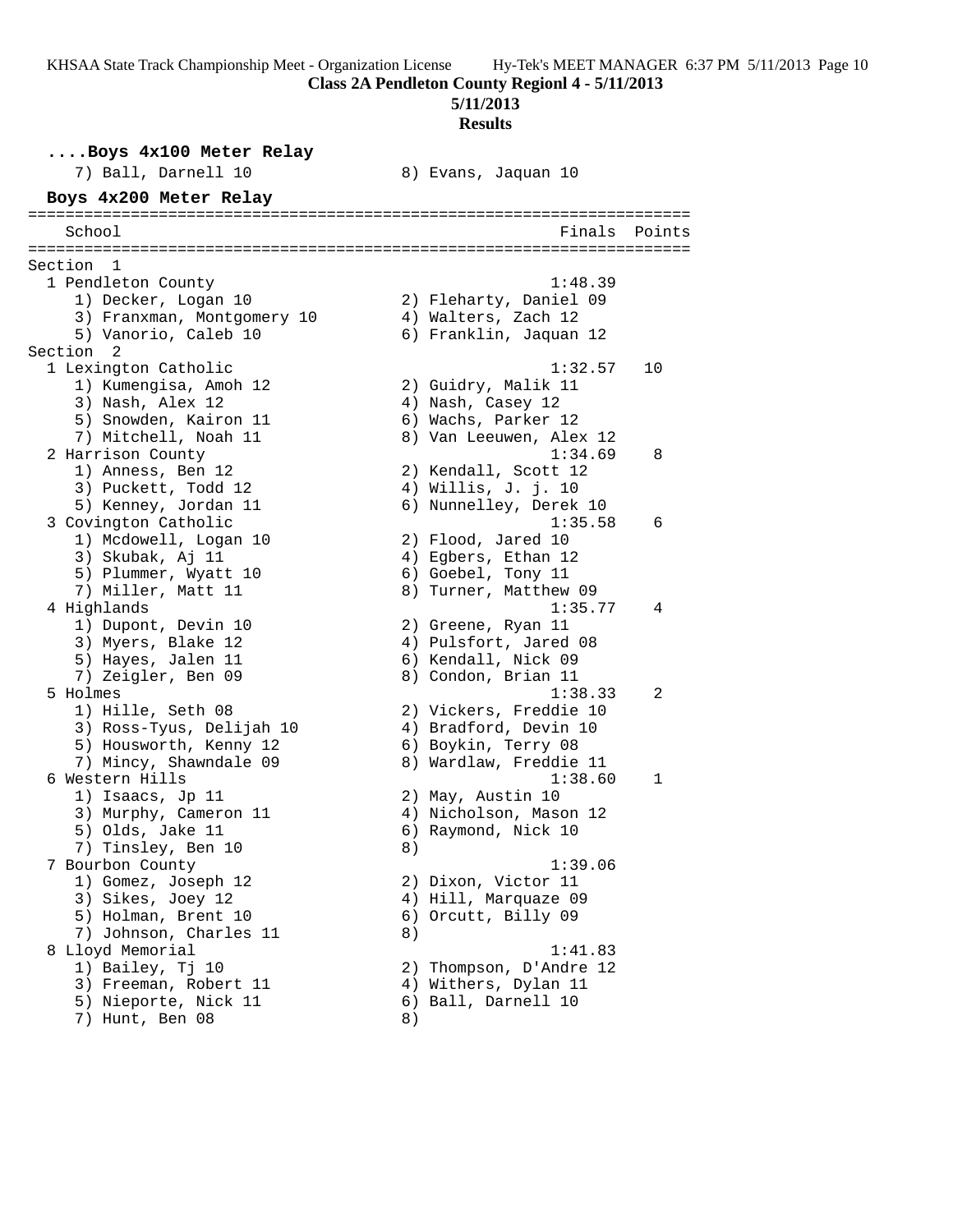**Class 2A Pendleton County Regionl 4 - 5/11/2013**

**5/11/2013**

**Results**

### ....Boys 4x100 Meter Relay

7) Ball, Darnell 10 8) Evans, Jaquan 10

### Boys 4x200 Meter Relay

| School | Finals | Points |
|---|---|---|
| **Section 1** | | |
| 1 Pendleton County | 1:48.39 | |
| 1) Decker, Logan 10; 2) Fleharty, Daniel 09; 3) Franxman, Montgomery 10; 4) Walters, Zach 12; 5) Vanorio, Caleb 10; 6) Franklin, Jaquan 12 | | |
| **Section 2** | | |
| 1 Lexington Catholic | 1:32.57 | 10 |
| 1) Kumengisa, Amoh 12; 2) Guidry, Malik 11; 3) Nash, Alex 12; 4) Nash, Casey 12; 5) Snowden, Kairon 11; 6) Wachs, Parker 12; 7) Mitchell, Noah 11; 8) Van Leeuwen, Alex 12 | | |
| 2 Harrison County | 1:34.69 | 8 |
| 1) Anness, Ben 12; 2) Kendall, Scott 12; 3) Puckett, Todd 12; 4) Willis, J. j. 10; 5) Kenney, Jordan 11; 6) Nunnelley, Derek 10 | | |
| 3 Covington Catholic | 1:35.58 | 6 |
| 1) Mcdowell, Logan 10; 2) Flood, Jared 10; 3) Skubak, Aj 11; 4) Egbers, Ethan 12; 5) Plummer, Wyatt 10; 6) Goebel, Tony 11; 7) Miller, Matt 11; 8) Turner, Matthew 09 | | |
| 4 Highlands | 1:35.77 | 4 |
| 1) Dupont, Devin 10; 2) Greene, Ryan 11; 3) Myers, Blake 12; 4) Pulsfort, Jared 08; 5) Hayes, Jalen 11; 6) Kendall, Nick 09; 7) Zeigler, Ben 09; 8) Condon, Brian 11 | | |
| 5 Holmes | 1:38.33 | 2 |
| 1) Hille, Seth 08; 2) Vickers, Freddie 10; 3) Ross-Tyus, Delijah 10; 4) Bradford, Devin 10; 5) Housworth, Kenny 12; 6) Boykin, Terry 08; 7) Mincy, Shawndale 09; 8) Wardlaw, Freddie 11 | | |
| 6 Western Hills | 1:38.60 | 1 |
| 1) Isaacs, Jp 11; 2) May, Austin 10; 3) Murphy, Cameron 11; 4) Nicholson, Mason 12; 5) Olds, Jake 11; 6) Raymond, Nick 10; 7) Tinsley, Ben 10; 8) | | |
| 7 Bourbon County | 1:39.06 | |
| 1) Gomez, Joseph 12; 2) Dixon, Victor 11; 3) Sikes, Joey 12; 4) Hill, Marquaze 09; 5) Holman, Brent 10; 6) Orcutt, Billy 09; 7) Johnson, Charles 11; 8) | | |
| 8 Lloyd Memorial | 1:41.83 | |
| 1) Bailey, Tj 10; 2) Thompson, D'Andre 12; 3) Freeman, Robert 11; 4) Withers, Dylan 11; 5) Nieporte, Nick 11; 6) Ball, Darnell 10; 7) Hunt, Ben 08; 8) | | |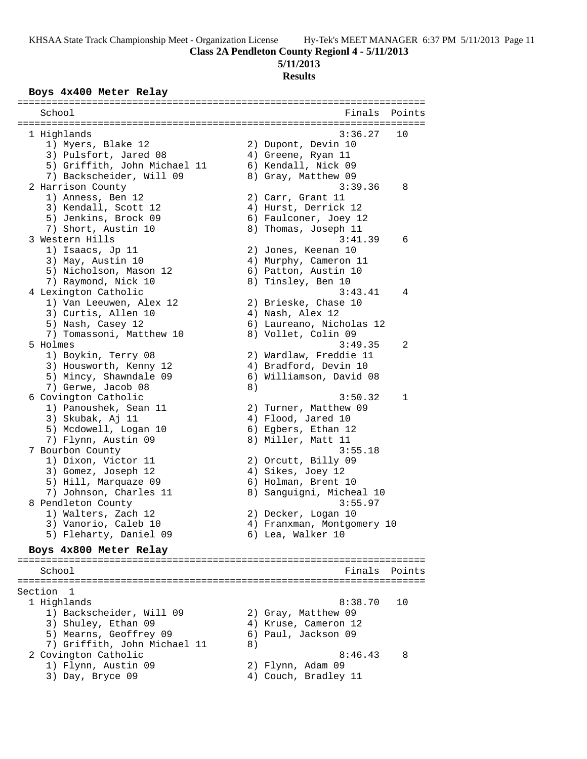**Class 2A Pendleton County Regionl 4 - 5/11/2013**

**5/11/2013**

**Results**

### Boys 4x400 Meter Relay

```
=======================================================================
   School                                               Finals  Points
=======================================================================
  1 Highlands                                          3:36.27   10
     1) Myers, Blake 12                 2) Dupont, Devin 10
     3) Pulsfort, Jared 08              4) Greene, Ryan 11
     5) Griffith, John Michael 11       6) Kendall, Nick 09
     7) Backscheider, Will 09           8) Gray, Matthew 09
  2 Harrison County                                    3:39.36    8
     1) Anness, Ben 12                  2) Carr, Grant 11
     3) Kendall, Scott 12               4) Hurst, Derrick 12
     5) Jenkins, Brock 09               6) Faulconer, Joey 12
     7) Short, Austin 10                8) Thomas, Joseph 11
  3 Western Hills                                      3:41.39    6
     1) Isaacs, Jp 11                   2) Jones, Keenan 10
     3) May, Austin 10                  4) Murphy, Cameron 11
     5) Nicholson, Mason 12             6) Patton, Austin 10
     7) Raymond, Nick 10                8) Tinsley, Ben 10
  4 Lexington Catholic                                 3:43.41    4
     1) Van Leeuwen, Alex 12            2) Brieske, Chase 10
     3) Curtis, Allen 10                4) Nash, Alex 12
     5) Nash, Casey 12                  6) Laureano, Nicholas 12
     7) Tomassoni, Matthew 10           8) Vollet, Colin 09
  5 Holmes                                             3:49.35    2
     1) Boykin, Terry 08                2) Wardlaw, Freddie 11
     3) Housworth, Kenny 12             4) Bradford, Devin 10
     5) Mincy, Shawndale 09             6) Williamson, David 08
     7) Gerwe, Jacob 08                 8)
  6 Covington Catholic                                 3:50.32    1
     1) Panoushek, Sean 11              2) Turner, Matthew 09
     3) Skubak, Aj 11                   4) Flood, Jared 10
     5) Mcdowell, Logan 10              6) Egbers, Ethan 12
     7) Flynn, Austin 09                8) Miller, Matt 11
  7 Bourbon County                                     3:55.18
     1) Dixon, Victor 11                2) Orcutt, Billy 09
     3) Gomez, Joseph 12                4) Sikes, Joey 12
     5) Hill, Marquaze 09               6) Holman, Brent 10
     7) Johnson, Charles 11             8) Sanguigni, Micheal 10
  8 Pendleton County                                   3:55.97
     1) Walters, Zach 12                2) Decker, Logan 10
     3) Vanorio, Caleb 10               4) Franxman, Montgomery 10
     5) Fleharty, Daniel 09             6) Lea, Walker 10
```

### Boys 4x800 Meter Relay

```
=======================================================================
   School                                               Finals  Points
=======================================================================
Section  1
  1 Highlands                                          8:38.70   10
     1) Backscheider, Will 09           2) Gray, Matthew 09
     3) Shuley, Ethan 09                4) Kruse, Cameron 12
     5) Mearns, Geoffrey 09             6) Paul, Jackson 09
     7) Griffith, John Michael 11       8)
  2 Covington Catholic                                 8:46.43    8
     1) Flynn, Austin 09                2) Flynn, Adam 09
     3) Day, Bryce 09                   4) Couch, Bradley 11
```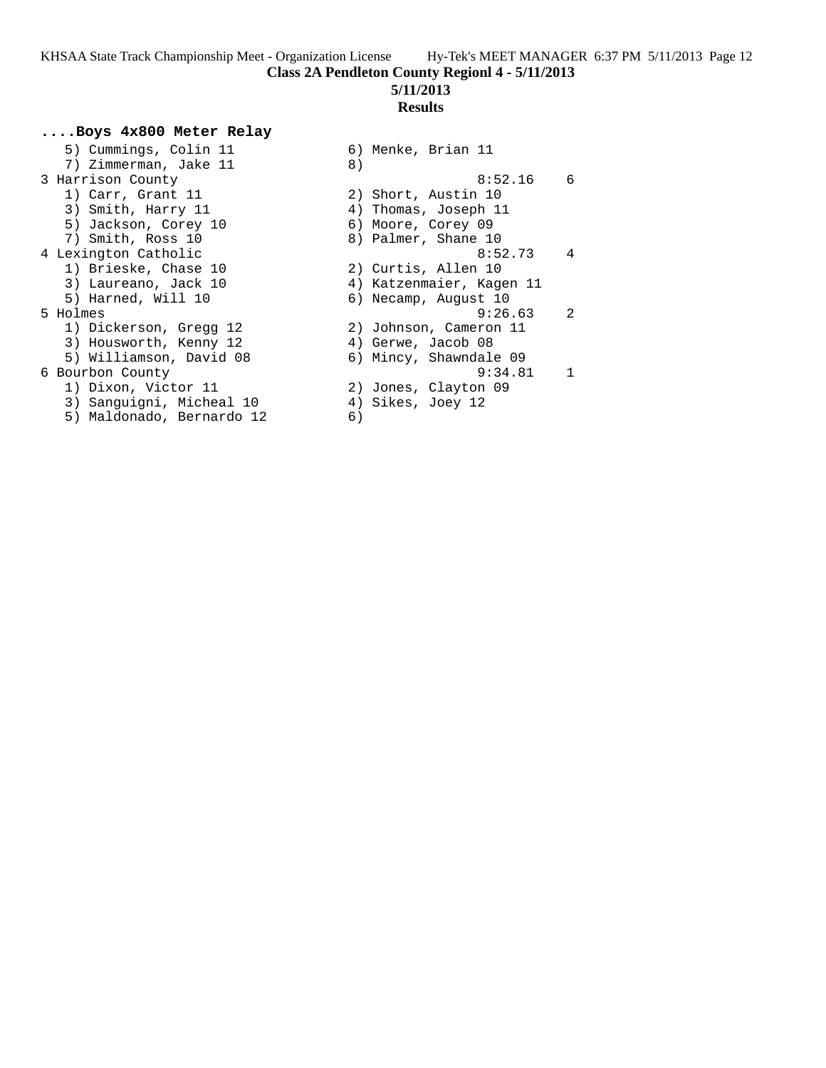**Class 2A Pendleton County Regionl 4 - 5/11/2013**

**5/11/2013**

**Results**

### ....Boys 4x800 Meter Relay

```
   5) Cummings, Colin 11            6) Menke, Brian 11
   7) Zimmerman, Jake 11            8)
3 Harrison County                              8:52.16    6
   1) Carr, Grant 11                2) Short, Austin 10
   3) Smith, Harry 11               4) Thomas, Joseph 11
   5) Jackson, Corey 10             6) Moore, Corey 09
   7) Smith, Ross 10                8) Palmer, Shane 10
4 Lexington Catholic                           8:52.73    4
   1) Brieske, Chase 10             2) Curtis, Allen 10
   3) Laureano, Jack 10             4) Katzenmaier, Kagen 11
   5) Harned, Will 10               6) Necamp, August 10
5 Holmes                                       9:26.63    2
   1) Dickerson, Gregg 12           2) Johnson, Cameron 11
   3) Housworth, Kenny 12           4) Gerwe, Jacob 08
   5) Williamson, David 08          6) Mincy, Shawndale 09
6 Bourbon County                               9:34.81    1
   1) Dixon, Victor 11              2) Jones, Clayton 09
   3) Sanguigni, Micheal 10         4) Sikes, Joey 12
   5) Maldonado, Bernardo 12        6)
```